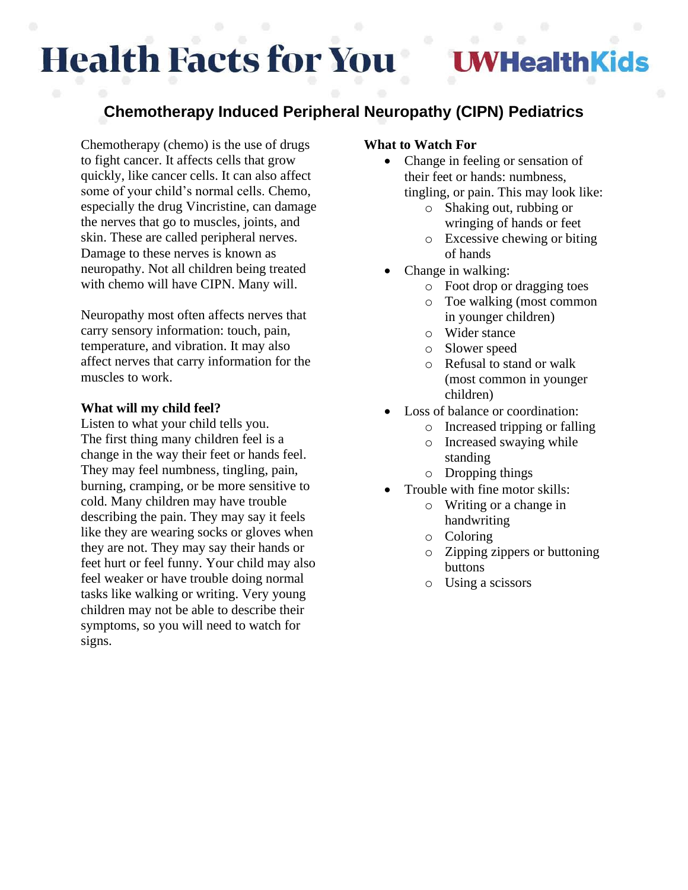# Health Facts for You

UWHealthKids

## Chemotherapy Induced Peripheral Neuropathy (CIPN) Pediatrics

Chemotherapy (chemo) is the use of drugs to fight cancer. It affects cells that grow quickly, like cancer cells. It can also affect some of your child's normal cells. Chemo, especially the drug Vincristine, can damage the nerves that go to muscles, joints, and skin. These are called peripheral nerves. Damage to these nerves is known as neuropathy. Not all children being treated with chemo will have CIPN. Many will.

Neuropathy most often affects nerves that carry sensory information: touch, pain, temperature, and vibration. It may also affect nerves that carry information for the muscles to work.

**What will my child feel?**

Listen to what your child tells you. The first thing many children feel is a change in the way their feet or hands feel. They may feel numbness, tingling, pain, burning, cramping, or be more sensitive to cold. Many children may have trouble describing the pain. They may say it feels like they are wearing socks or gloves when they are not. They may say their hands or feet hurt or feel funny. Your child may also feel weaker or have trouble doing normal tasks like walking or writing. Very young children may not be able to describe their symptoms, so you will need to watch for signs.

**What to Watch For**

- Change in feeling or sensation of their feet or hands: numbness, tingling, or pain. This may look like:
  - Shaking out, rubbing or wringing of hands or feet
  - Excessive chewing or biting of hands
- Change in walking:
  - Foot drop or dragging toes
  - Toe walking (most common in younger children)
  - Wider stance
  - Slower speed
  - Refusal to stand or walk (most common in younger children)
- Loss of balance or coordination:
  - Increased tripping or falling
  - Increased swaying while standing
  - Dropping things
- Trouble with fine motor skills:
  - Writing or a change in handwriting
  - Coloring
  - Zipping zippers or buttoning buttons
  - Using a scissors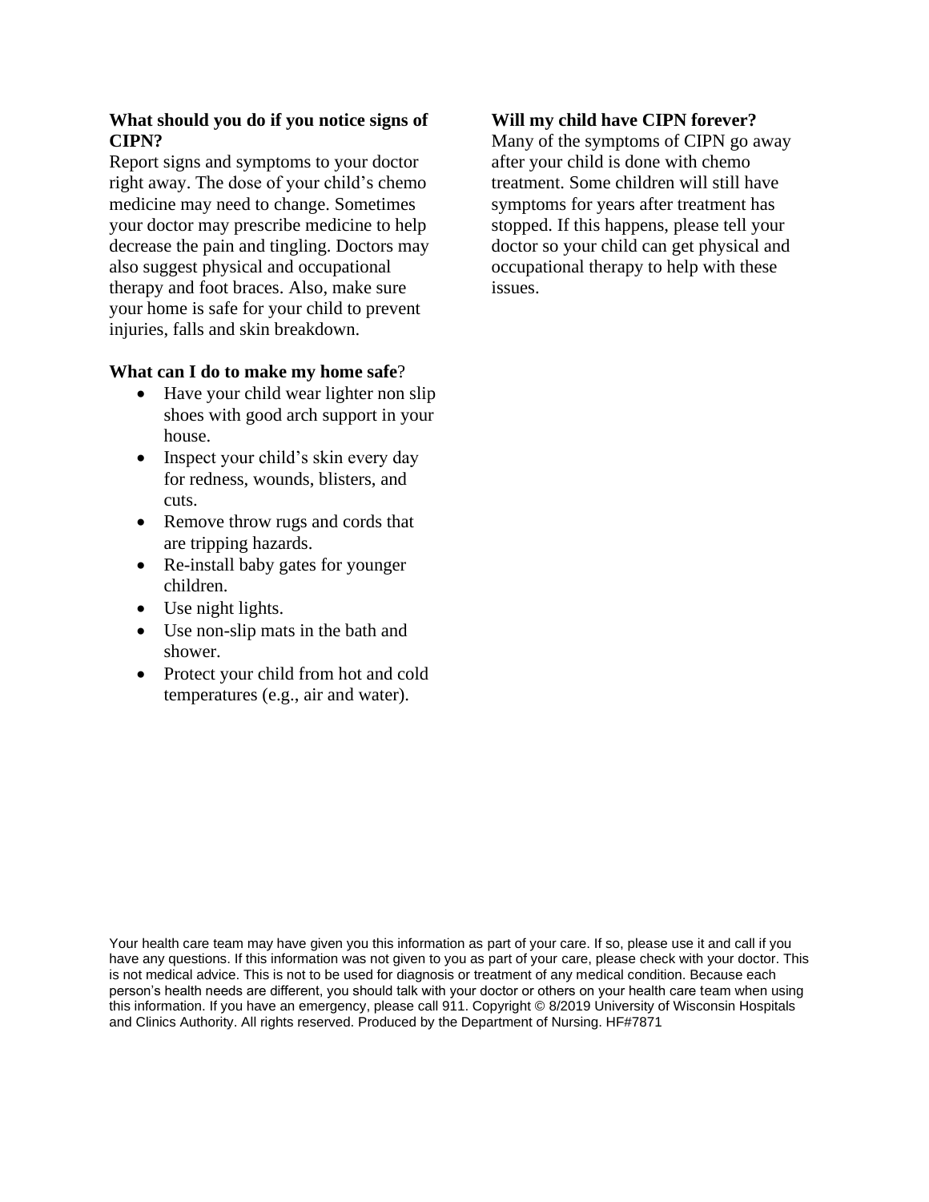**What should you do if you notice signs of CIPN?**

Report signs and symptoms to your doctor right away. The dose of your child's chemo medicine may need to change. Sometimes your doctor may prescribe medicine to help decrease the pain and tingling. Doctors may also suggest physical and occupational therapy and foot braces. Also, make sure your home is safe for your child to prevent injuries, falls and skin breakdown.

**What can I do to make my home safe**?

- Have your child wear lighter non slip shoes with good arch support in your house.
- Inspect your child's skin every day for redness, wounds, blisters, and cuts.
- Remove throw rugs and cords that are tripping hazards.
- Re-install baby gates for younger children.
- Use night lights.
- Use non-slip mats in the bath and shower.
- Protect your child from hot and cold temperatures (e.g., air and water).

**Will my child have CIPN forever?**

Many of the symptoms of CIPN go away after your child is done with chemo treatment. Some children will still have symptoms for years after treatment has stopped. If this happens, please tell your doctor so your child can get physical and occupational therapy to help with these issues.

Your health care team may have given you this information as part of your care. If so, please use it and call if you have any questions. If this information was not given to you as part of your care, please check with your doctor. This is not medical advice. This is not to be used for diagnosis or treatment of any medical condition. Because each person's health needs are different, you should talk with your doctor or others on your health care team when using this information. If you have an emergency, please call 911. Copyright © 8/2019 University of Wisconsin Hospitals and Clinics Authority. All rights reserved. Produced by the Department of Nursing. HF#7871